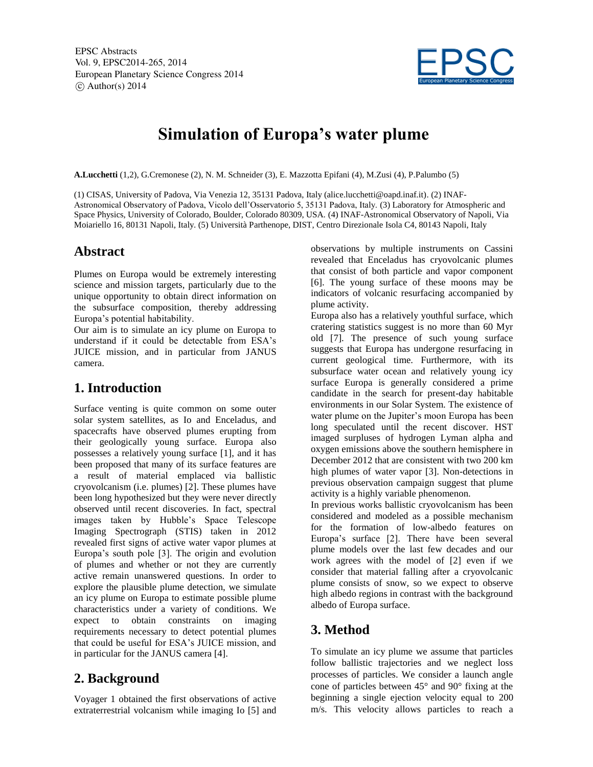# Simulation of Europa's water plume

**A.Lucchetti** (1,2), G.Cremonese (2), N. M. Schneider (3), E. Mazzotta Epifani (4), M.Zusi (4), P.Palumbo (5)

(1) CISAS, University of Padova, Via Venezia 12, 35131 Padova, Italy (alice.lucchetti@oapd.inaf.it). (2) INAF-Astronomical Observatory of Padova, Vicolo dell'Osservatorio 5, 35131 Padova, Italy. (3) Laboratory for Atmospheric and Space Physics, University of Colorado, Boulder, Colorado 80309, USA. (4) INAF-Astronomical Observatory of Napoli, Via Moiariello 16, 80131 Napoli, Italy. (5) Università Parthenope, DIST, Centro Direzionale Isola C4, 80143 Napoli, Italy

## Abstract

Plumes on Europa would be extremely interesting science and mission targets, particularly due to the unique opportunity to obtain direct information on the subsurface composition, thereby addressing Europa's potential habitability.

Our aim is to simulate an icy plume on Europa to understand if it could be detectable from ESA's JUICE mission, and in particular from JANUS camera.

## 1. Introduction

Surface venting is quite common on some outer solar system satellites, as Io and Enceladus, and spacecrafts have observed plumes erupting from their geologically young surface. Europa also possesses a relatively young surface [1], and it has been proposed that many of its surface features are a result of material emplaced via ballistic cryovolcanism (i.e. plumes) [2]. These plumes have been long hypothesized but they were never directly observed until recent discoveries. In fact, spectral images taken by Hubble's Space Telescope Imaging Spectrograph (STIS) taken in 2012 revealed first signs of active water vapor plumes at Europa's south pole [3]. The origin and evolution of plumes and whether or not they are currently active remain unanswered questions. In order to explore the plausible plume detection, we simulate an icy plume on Europa to estimate possible plume characteristics under a variety of conditions. We expect to obtain constraints on imaging requirements necessary to detect potential plumes that could be useful for ESA's JUICE mission, and in particular for the JANUS camera [4].

## 2. Background

Voyager 1 obtained the first observations of active extraterrestrial volcanism while imaging Io [5] and observations by multiple instruments on Cassini revealed that Enceladus has cryovolcanic plumes that consist of both particle and vapor component [6]. The young surface of these moons may be indicators of volcanic resurfacing accompanied by plume activity.

Europa also has a relatively youthful surface, which cratering statistics suggest is no more than 60 Myr old [7]. The presence of such young surface suggests that Europa has undergone resurfacing in current geological time. Furthermore, with its subsurface water ocean and relatively young icy surface Europa is generally considered a prime candidate in the search for present-day habitable environments in our Solar System. The existence of water plume on the Jupiter's moon Europa has been long speculated until the recent discover. HST imaged surpluses of hydrogen Lyman alpha and oxygen emissions above the southern hemisphere in December 2012 that are consistent with two 200 km high plumes of water vapor [3]. Non-detections in previous observation campaign suggest that plume activity is a highly variable phenomenon.

In previous works ballistic cryovolcanism has been considered and modeled as a possible mechanism for the formation of low-albedo features on Europa's surface [2]. There have been several plume models over the last few decades and our work agrees with the model of [2] even if we consider that material falling after a cryovolcanic plume consists of snow, so we expect to observe high albedo regions in contrast with the background albedo of Europa surface.

## 3. Method

To simulate an icy plume we assume that particles follow ballistic trajectories and we neglect loss processes of particles. We consider a launch angle cone of particles between 45° and 90° fixing at the beginning a single ejection velocity equal to 200 m/s. This velocity allows particles to reach a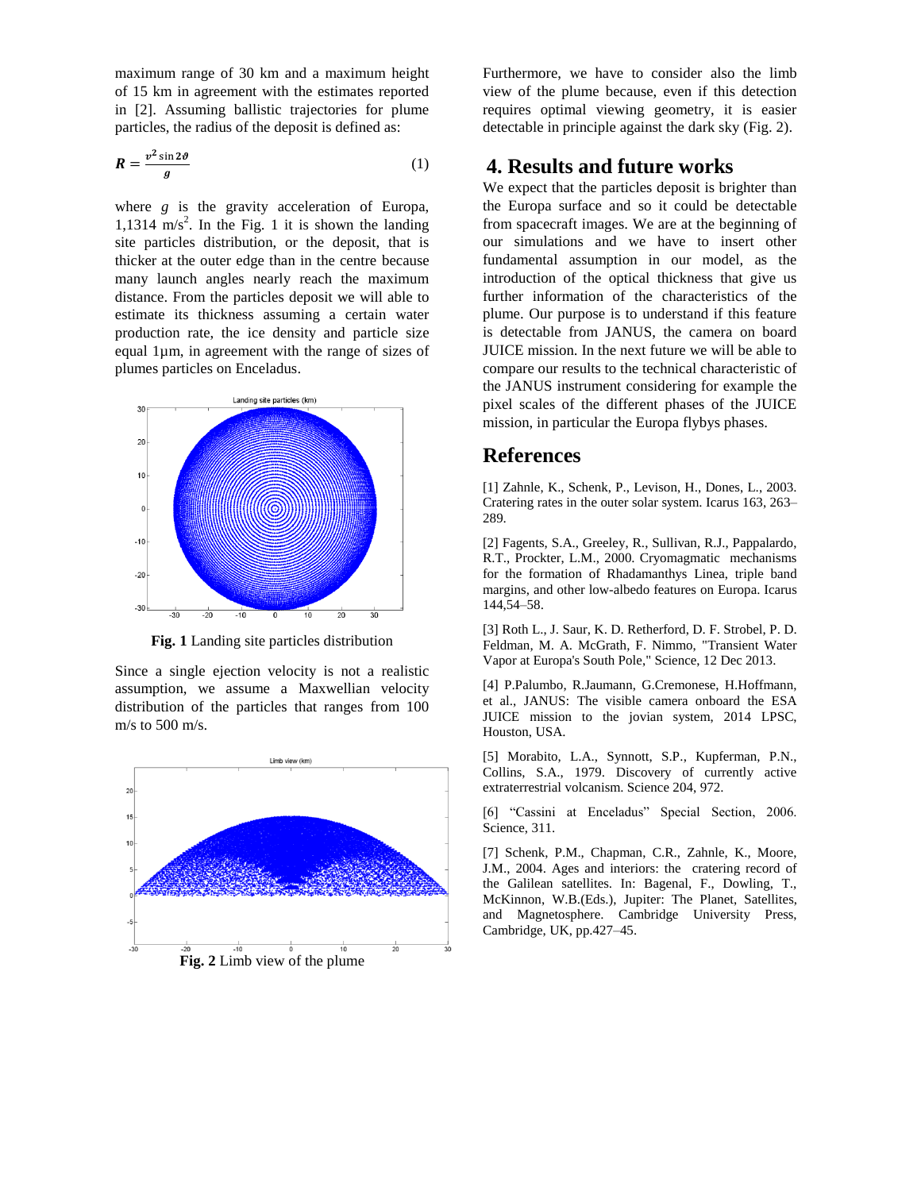maximum range of 30 km and a maximum height of 15 km in agreement with the estimates reported in [2]. Assuming ballistic trajectories for plume particles, the radius of the deposit is defined as:

$$\boldsymbol{R} = \frac{v^2 \sin 2\vartheta}{g} \tag{1}$$

where $g$ is the gravity acceleration of Europa, 1,1314 $m/s^2$. In the Fig. 1 it is shown the landing site particles distribution, or the deposit, that is thicker at the outer edge than in the centre because many launch angles nearly reach the maximum distance. From the particles deposit we will able to estimate its thickness assuming a certain water production rate, the ice density and particle size equal 1µm, in agreement with the range of sizes of plumes particles on Enceladus.

Landing site particles (km)

30
20
10
0
-10
-20
-30

-30 -20 -10 0 10 20 30

**Fig. 1** Landing site particles distribution

Since a single ejection velocity is not a realistic assumption, we assume a Maxwellian velocity distribution of the particles that ranges from 100 m/s to 500 m/s.

Limb view (km)

20
15
10
5
0
-5

-30 -20 -10 0 10 20 30

**Fig. 2** Limb view of the plume

Furthermore, we have to consider also the limb view of the plume because, even if this detection requires optimal viewing geometry, it is easier detectable in principle against the dark sky (Fig. 2).

## 4. Results and future works

We expect that the particles deposit is brighter than the Europa surface and so it could be detectable from spacecraft images. We are at the beginning of our simulations and we have to insert other fundamental assumption in our model, as the introduction of the optical thickness that give us further information of the characteristics of the plume. Our purpose is to understand if this feature is detectable from JANUS, the camera on board JUICE mission. In the next future we will be able to compare our results to the technical characteristic of the JANUS instrument considering for example the pixel scales of the different phases of the JUICE mission, in particular the Europa flybys phases.

## References

[1] Zahnle, K., Schenk, P., Levison, H., Dones, L., 2003. Cratering rates in the outer solar system. Icarus 163, 263–289.

[2] Fagents, S.A., Greeley, R., Sullivan, R.J., Pappalardo, R.T., Prockter, L.M., 2000. Cryomagmatic mechanisms for the formation of Rhadamanthys Linea, triple band margins, and other low-albedo features on Europa. Icarus 144,54–58.

[3] Roth L., J. Saur, K. D. Retherford, D. F. Strobel, P. D. Feldman, M. A. McGrath, F. Nimmo, "Transient Water Vapor at Europa's South Pole," Science, 12 Dec 2013.

[4] P.Palumbo, R.Jaumann, G.Cremonese, H.Hoffmann, et al., JANUS: The visible camera onboard the ESA JUICE mission to the jovian system, 2014 LPSC, Houston, USA.

[5] Morabito, L.A., Synnott, S.P., Kupferman, P.N., Collins, S.A., 1979. Discovery of currently active extraterrestrial volcanism. Science 204, 972.

[6] "Cassini at Enceladus" Special Section, 2006. Science, 311.

[7] Schenk, P.M., Chapman, C.R., Zahnle, K., Moore, J.M., 2004. Ages and interiors: the cratering record of the Galilean satellites. In: Bagenal, F., Dowling, T., McKinnon, W.B.(Eds.), Jupiter: The Planet, Satellites, and Magnetosphere. Cambridge University Press, Cambridge, UK, pp.427–45.